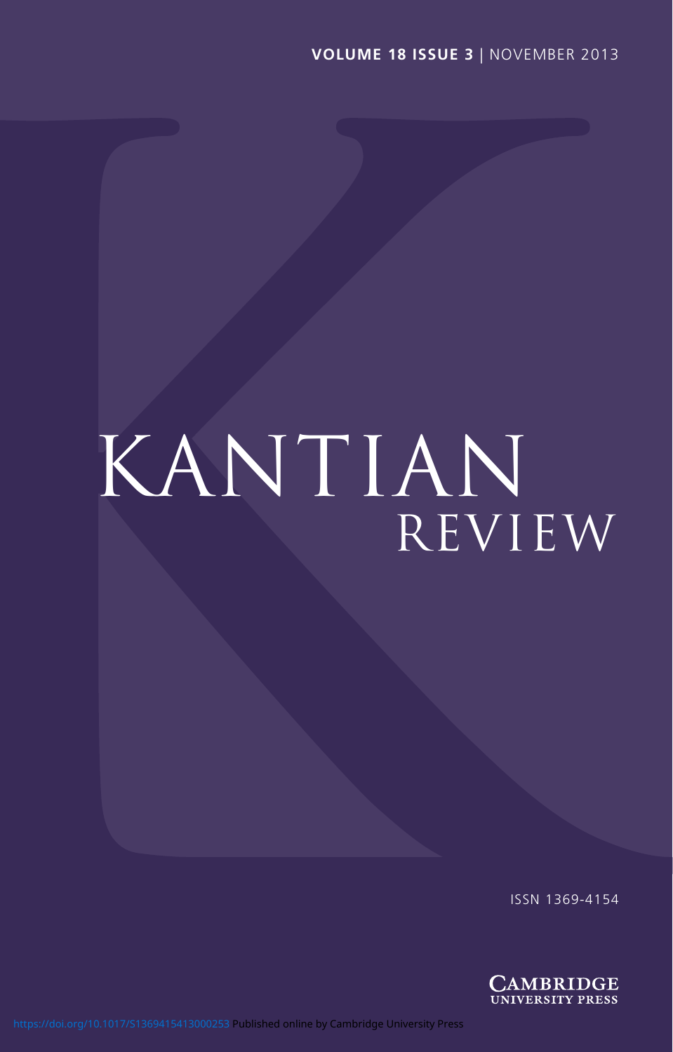**VOLUME 18 ISSUE 3** | NOVEMBER 2013

# KANTIAN REVIEW

ISSN 1369-4154

CAMBRIDGE UNIVERSITY PRESS

https://doi.org/10.1017/S1369415413000253 Published online by Cambridge University Press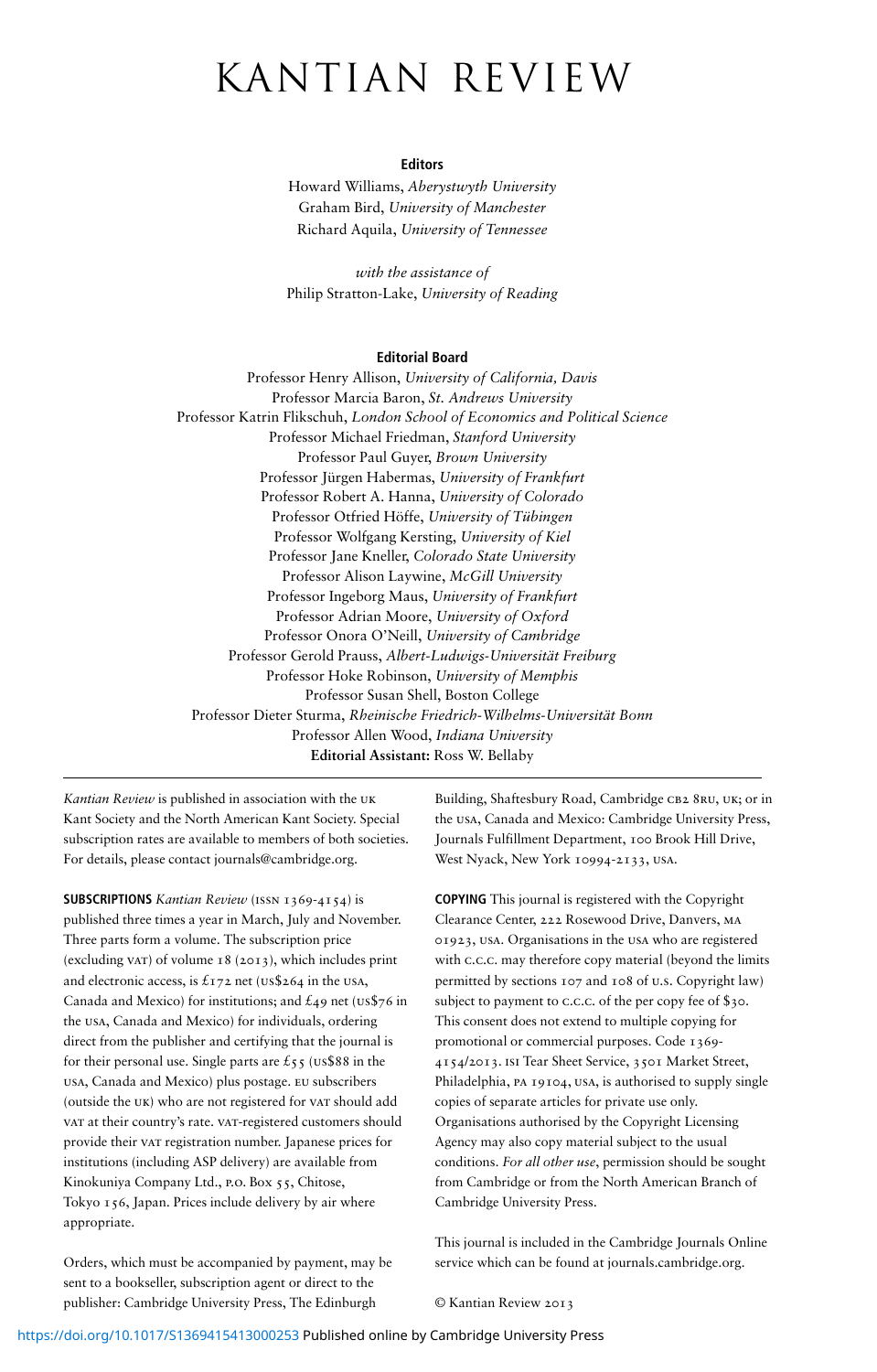# KANTIAN REVIEW

**Editors**

Howard Williams, *Aberystwyth University*
Graham Bird, *University of Manchester*
Richard Aquila, *University of Tennessee*

*with the assistance of*
Philip Stratton-Lake, *University of Reading*

**Editorial Board**

Professor Henry Allison, *University of California, Davis*
Professor Marcia Baron, *St. Andrews University*
Professor Katrin Flikschuh, *London School of Economics and Political Science*
Professor Michael Friedman, *Stanford University*
Professor Paul Guyer, *Brown University*
Professor Jürgen Habermas, *University of Frankfurt*
Professor Robert A. Hanna, *University of Colorado*
Professor Otfried Höffe, *University of Tübingen*
Professor Wolfgang Kersting, *University of Kiel*
Professor Jane Kneller, *Colorado State University*
Professor Alison Laywine, *McGill University*
Professor Ingeborg Maus, *University of Frankfurt*
Professor Adrian Moore, *University of Oxford*
Professor Onora O'Neill, *University of Cambridge*
Professor Gerold Prauss, *Albert-Ludwigs-Universität Freiburg*
Professor Hoke Robinson, *University of Memphis*
Professor Susan Shell, Boston College
Professor Dieter Sturma, *Rheinische Friedrich-Wilhelms-Universität Bonn*
Professor Allen Wood, *Indiana University*
**Editorial Assistant:** Ross W. Bellaby

---

*Kantian Review* is published in association with the UK Kant Society and the North American Kant Society. Special subscription rates are available to members of both societies. For details, please contact journals@cambridge.org.

**SUBSCRIPTIONS** *Kantian Review* (ISSN 1369-4154) is published three times a year in March, July and November. Three parts form a volume. The subscription price (excluding VAT) of volume 18 (2013), which includes print and electronic access, is £172 net (US$264 in the USA, Canada and Mexico) for institutions; and £49 net (US$76 in the USA, Canada and Mexico) for individuals, ordering direct from the publisher and certifying that the journal is for their personal use. Single parts are £55 (US$88 in the USA, Canada and Mexico) plus postage. EU subscribers (outside the UK) who are not registered for VAT should add VAT at their country's rate. VAT-registered customers should provide their VAT registration number. Japanese prices for institutions (including ASP delivery) are available from Kinokuniya Company Ltd., P.O. Box 55, Chitose, Tokyo 156, Japan. Prices include delivery by air where appropriate.

Orders, which must be accompanied by payment, may be sent to a bookseller, subscription agent or direct to the publisher: Cambridge University Press, The Edinburgh Building, Shaftesbury Road, Cambridge CB2 8RU, UK; or in the USA, Canada and Mexico: Cambridge University Press, Journals Fulfillment Department, 100 Brook Hill Drive, West Nyack, New York 10994-2133, USA.

**COPYING** This journal is registered with the Copyright Clearance Center, 222 Rosewood Drive, Danvers, MA 01923, USA. Organisations in the USA who are registered with C.C.C. may therefore copy material (beyond the limits permitted by sections 107 and 108 of U.S. Copyright law) subject to payment to C.C.C. of the per copy fee of $30. This consent does not extend to multiple copying for promotional or commercial purposes. Code 1369-4154/2013. ISI Tear Sheet Service, 3501 Market Street, Philadelphia, PA 19104, USA, is authorised to supply single copies of separate articles for private use only. Organisations authorised by the Copyright Licensing Agency may also copy material subject to the usual conditions. *For all other use*, permission should be sought from Cambridge or from the North American Branch of Cambridge University Press.

This journal is included in the Cambridge Journals Online service which can be found at journals.cambridge.org.

© Kantian Review 2013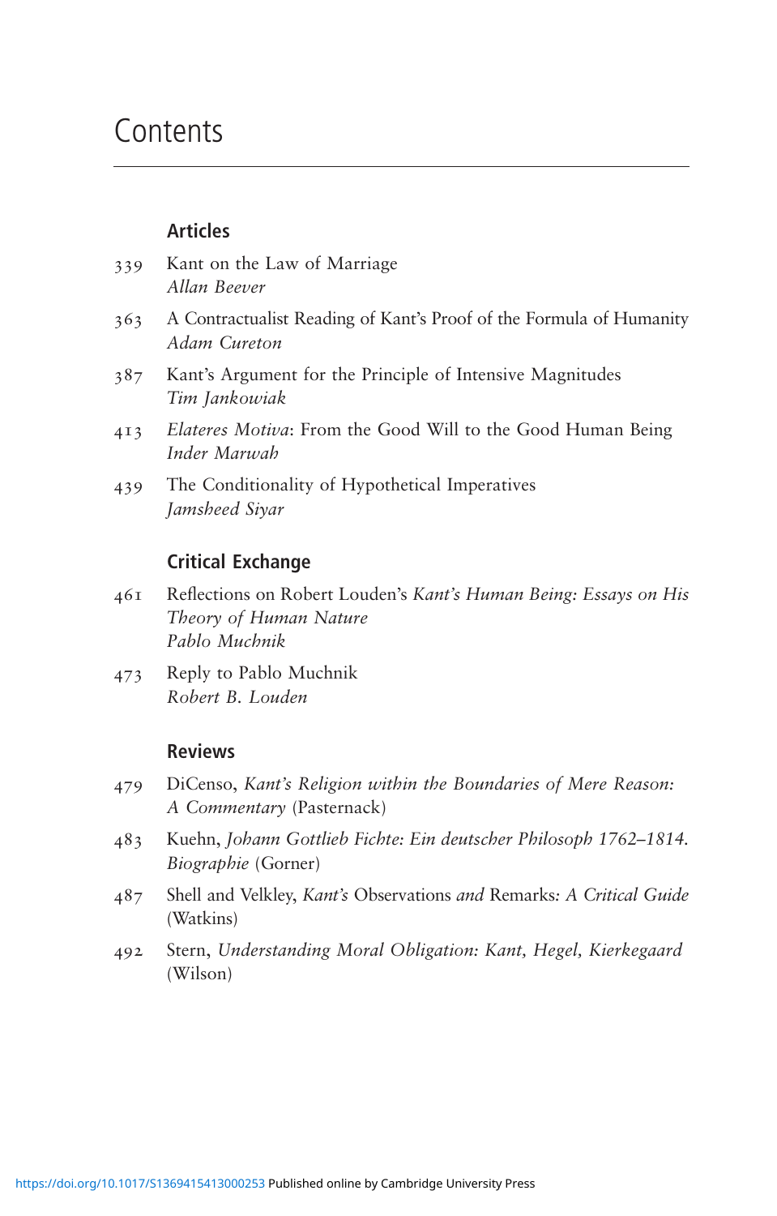# Contents

## Articles

339 Kant on the Law of Marriage
*Allan Beever*

363 A Contractualist Reading of Kant's Proof of the Formula of Humanity
*Adam Cureton*

387 Kant's Argument for the Principle of Intensive Magnitudes
*Tim Jankowiak*

413 *Elateres Motiva*: From the Good Will to the Good Human Being
*Inder Marwah*

439 The Conditionality of Hypothetical Imperatives
*Jamsheed Siyar*

## Critical Exchange

461 Reflections on Robert Louden's *Kant's Human Being: Essays on His Theory of Human Nature*
*Pablo Muchnik*

473 Reply to Pablo Muchnik
*Robert B. Louden*

## Reviews

479 DiCenso, *Kant's Religion within the Boundaries of Mere Reason: A Commentary* (Pasternack)

483 Kuehn, *Johann Gottlieb Fichte: Ein deutscher Philosoph 1762–1814. Biographie* (Gorner)

487 Shell and Velkley, *Kant's* Observations *and* Remarks*: A Critical Guide* (Watkins)

492 Stern, *Understanding Moral Obligation: Kant, Hegel, Kierkegaard* (Wilson)

https://doi.org/10.1017/S1369415413000253 Published online by Cambridge University Press